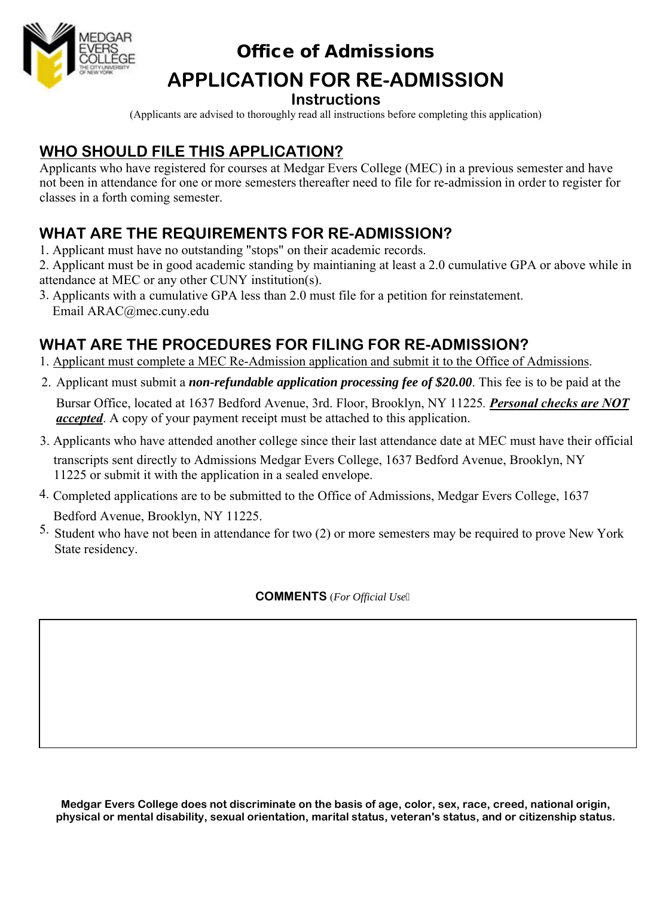# Office of Admissions

# APPLICATION FOR RE-ADMISSION

## Instructions

(Applicants are advised to thoroughly read all instructions before completing this application)

## WHO SHOULD FILE THIS APPLICATION?

Applicants who have registered for courses at Medgar Evers College (MEC) in a previous semester and have not been in attendance for one or more semesters thereafter need to file for re-admission in order to register for classes in a forth coming semester.

## WHAT ARE THE REQUIREMENTS FOR RE-ADMISSION?

1. Applicant must have no outstanding "stops" on their academic records.
2. Applicant must be in good academic standing by maintianing at least a 2.0 cumulative GPA or above while in attendance at MEC or any other CUNY institution(s).
3. Applicants with a cumulative GPA less than 2.0 must file for a petition for reinstatement. Email ARAC@mec.cuny.edu

## WHAT ARE THE PROCEDURES FOR FILING FOR RE-ADMISSION?

1. Applicant must complete a MEC Re-Admission application and submit it to the Office of Admissions.
2. Applicant must submit a ***non-refundable application processing fee of $20.00***. This fee is to be paid at the Bursar Office, located at 1637 Bedford Avenue, 3rd. Floor, Brooklyn, NY 11225. ***Personal checks are NOT accepted***. A copy of your payment receipt must be attached to this application.
3. Applicants who have attended another college since their last attendance date at MEC must have their official transcripts sent directly to Admissions Medgar Evers College, 1637 Bedford Avenue, Brooklyn, NY 11225 or submit it with the application in a sealed envelope.
4. Completed applications are to be submitted to the Office of Admissions, Medgar Evers College, 1637 Bedford Avenue, Brooklyn, NY 11225.
5. Student who have not been in attendance for two (2) or more semesters may be required to prove New York State residency.

**COMMENTS** (*For Official Use*)

**Medgar Evers College does not discriminate on the basis of age, color, sex, race, creed, national origin, physical or mental disability, sexual orientation, marital status, veteran's status, and or citizenship status.**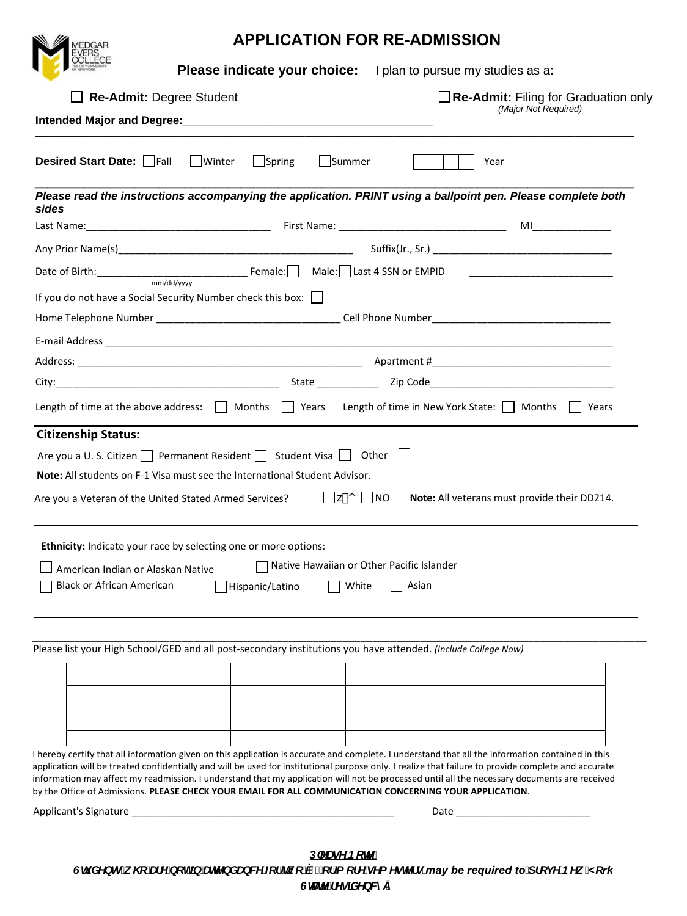# APPLICATION FOR RE-ADMISSION

**Please indicate your choice:** I plan to pursue my studies as a:

☐ **Re-Admit:** Degree Student

☐ **Re-Admit:** Filing for Graduation only *(Major Not Required)*

**Intended Major and Degree:**______________________________________

**Desired Start Date:** ☐Fall ☐Winter ☐Spring ☐Summer ☐☐☐☐ Year

***Please read the instructions accompanying the application. PRINT using a ballpoint pen. Please complete both sides***

Last Name:______________________________ First Name: ___________________________ MI____________

Any Prior Name(s)______________________________________ Suffix(Jr., Sr.) ____________________________

Date of Birth:________________________ (mm/dd/yyyy) Female:☐ Male:☐ Last 4 SSN or EMPID ______________________

If you do not have a Social Security Number check this box: ☐

Home Telephone Number _____________________________ Cell Phone Number_____________________________

E-mail Address ______________________________________________________________________________

Address: ___________________________________________ Apartment #_____________________________

City:_____________________________________ State __________ Zip Code_______________________________

Length of time at the above address: ☐ Months ☐ Years Length of time in New York State: ☐ Months ☐ Years

## Citizenship Status:

Are you a U. S. Citizen ☐ Permanent Resident ☐ Student Visa ☐ Other ☐

**Note:** All students on F-1 Visa must see the International Student Advisor.

Are you a Veteran of the United Stated Armed Services? ☐YES ☐NO **Note:** All veterans must provide their DD214.

**Ethnicity:** Indicate your race by selecting one or more options:

☐ American Indian or Alaskan Native ☐ Native Hawaiian or Other Pacific Islander

☐ Black or African American ☐ Hispanic/Latino ☐ White ☐ Asian

Please list your High School/GED and all post-secondary institutions you have attended. *(Include College Now)*

| | | | |
|---|---|---|---|
| | | | |
| | | | |
| | | | |
| | | | |
| | | | |

I hereby certify that all information given on this application is accurate and complete. I understand that all the information contained in this application will be treated confidentially and will be used for institutional purpose only. I realize that failure to provide complete and accurate information may affect my readmission. I understand that my application will not be processed until all the necessary documents are received by the Office of Admissions. **PLEASE CHECK YOUR EMAIL FOR ALL COMMUNICATION CONCERNING YOUR APPLICATION**.

Applicant's Signature ____________________________________________ Date ______________________

***Please Note***

***Students who are not in attendance for two (2) or more semesters may be required to prove New York State residency.***